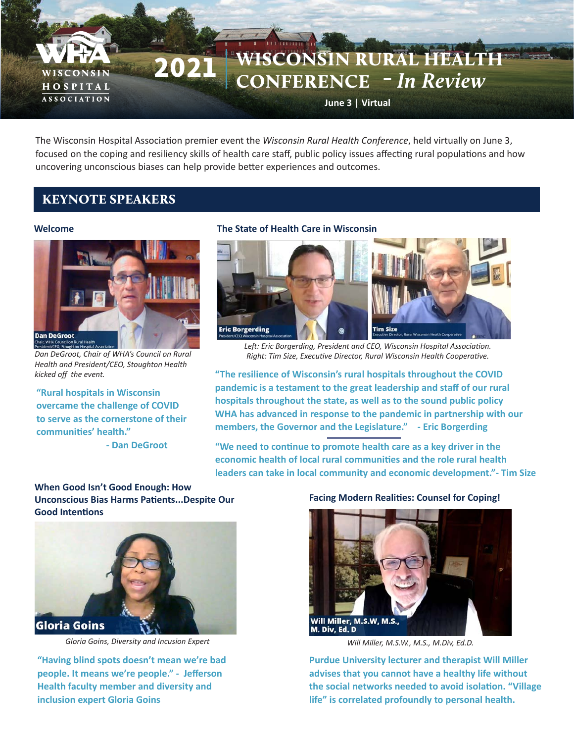# 2021 WISCONSIN RURAL HEALTH CONFERENCE - *In Review*

**June 3 | Virtual**

The Wisconsin Hospital Association premier event the *Wisconsin Rural Health Conference*, held virtually on June 3, focused on the coping and resiliency skills of health care staff, public policy issues affecting rural populations and how uncovering unconscious biases can help provide better experiences and outcomes.

## KEYNOTE SPEAKERS

### Welcome

*Dan DeGroot, Chair of WHA's Council on Rural Health and President/CEO, Stoughton Health kicked off the event.*

**"Rural hospitals in Wisconsin overcame the challenge of COVID to serve as the cornerstone of their communities' health." - Dan DeGroot**

### The State of Health Care in Wisconsin

*Left: Eric Borgerding, President and CEO, Wisconsin Hospital Association. Right: Tim Size, Executive Director, Rural Wisconsin Health Cooperative.*

**"The resilience of Wisconsin's rural hospitals throughout the COVID pandemic is a testament to the great leadership and staff of our rural hospitals throughout the state, as well as to the sound public policy WHA has advanced in response to the pandemic in partnership with our members, the Governor and the Legislature." - Eric Borgerding**

**"We need to continue to promote health care as a key driver in the economic health of local rural communities and the role rural health leaders can take in local community and economic development."- Tim Size**

### When Good Isn't Good Enough: How Unconscious Bias Harms Patients...Despite Our Good Intentions

*Gloria Goins, Diversity and Incusion Expert*

**"Having blind spots doesn't mean we're bad people. It means we're people." - Jefferson Health faculty member and diversity and inclusion expert Gloria Goins**

### Facing Modern Realities: Counsel for Coping!

*Will Miller, M.S.W., M.S., M.Div, Ed.D.*

**Purdue University lecturer and therapist Will Miller advises that you cannot have a healthy life without the social networks needed to avoid isolation. "Village life" is correlated profoundly to personal health.**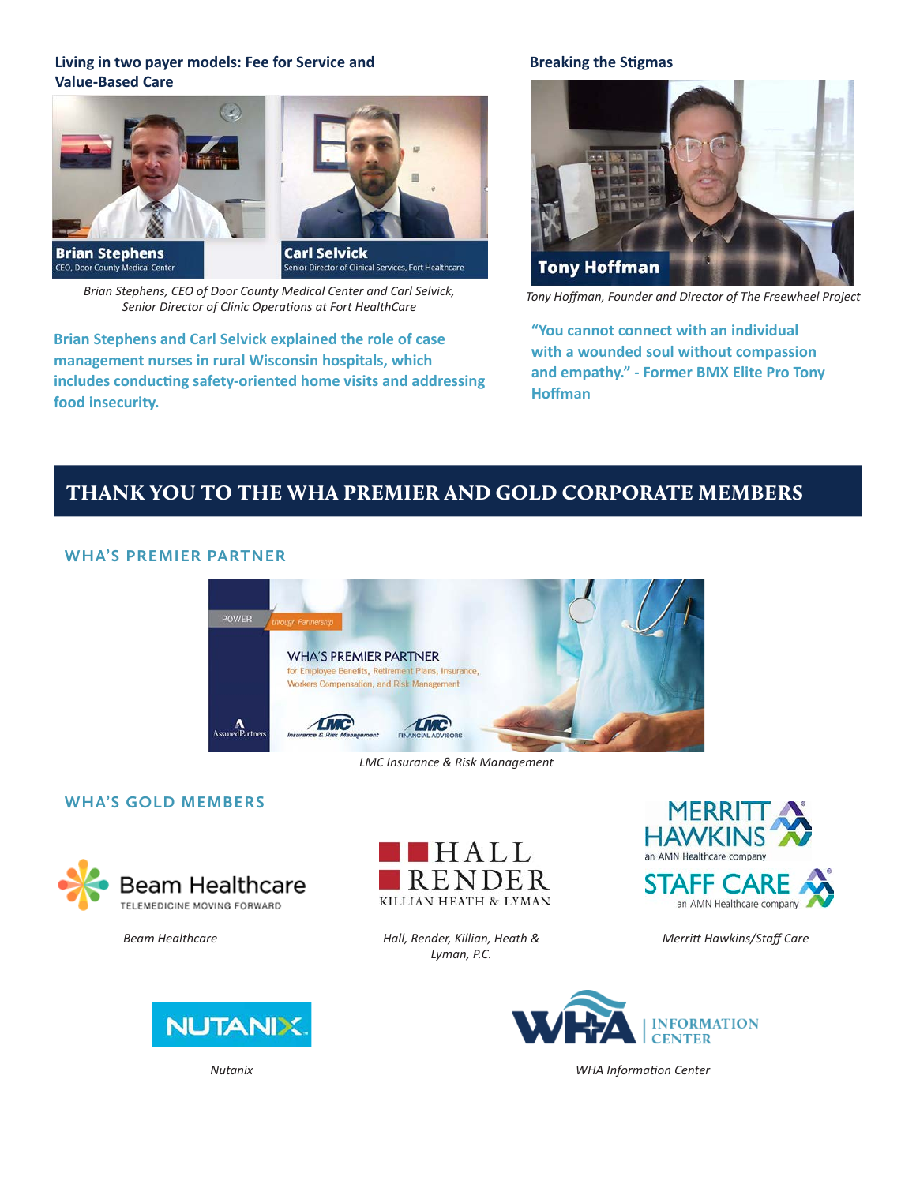### Living in two payer models: Fee for Service and Value-Based Care

*Brian Stephens, CEO of Door County Medical Center and Carl Selvick, Senior Director of Clinic Operations at Fort HealthCare*

**Brian Stephens and Carl Selvick explained the role of case management nurses in rural Wisconsin hospitals, which includes conducting safety-oriented home visits and addressing food insecurity.**

### Breaking the Stigmas

*Tony Hoffman, Founder and Director of The Freewheel Project*

**"You cannot connect with an individual with a wounded soul without compassion and empathy." - Former BMX Elite Pro Tony Hoffman**

## THANK YOU TO THE WHA PREMIER AND GOLD CORPORATE MEMBERS

### WHA'S PREMIER PARTNER

*LMC Insurance & Risk Management*

### WHA'S GOLD MEMBERS

*Beam Healthcare*

*Hall, Render, Killian, Heath & Lyman, P.C.*

*Merritt Hawkins/Staff Care*

*Nutanix*

*WHA Information Center*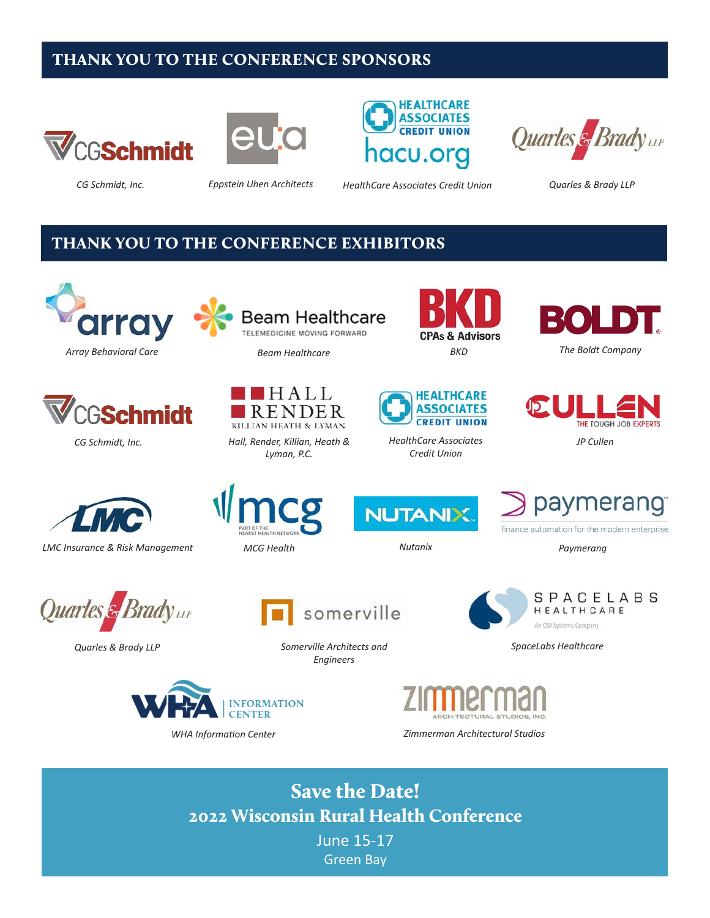## THANK YOU TO THE CONFERENCE SPONSORS

*CG Schmidt, Inc.*

*Eppstein Uhen Architects*

*HealthCare Associates Credit Union*

*Quarles & Brady LLP*

## THANK YOU TO THE CONFERENCE EXHIBITORS

*Array Behavioral Care*

*Beam Healthcare*

*BKD*

*The Boldt Company*

*CG Schmidt, Inc.*

*Hall, Render, Killian, Heath & Lyman, P.C.*

*HealthCare Associates Credit Union*

*JP Cullen*

*LMC Insurance & Risk Management*

*MCG Health*

*Nutanix*

*Paymerang*

*Quarles & Brady LLP*

*Somerville Architects and Engineers*

*SpaceLabs Healthcare*

*WHA Information Center*

*Zimmerman Architectural Studios*

## Save the Date!

### 2022 Wisconsin Rural Health Conference

June 15-17

Green Bay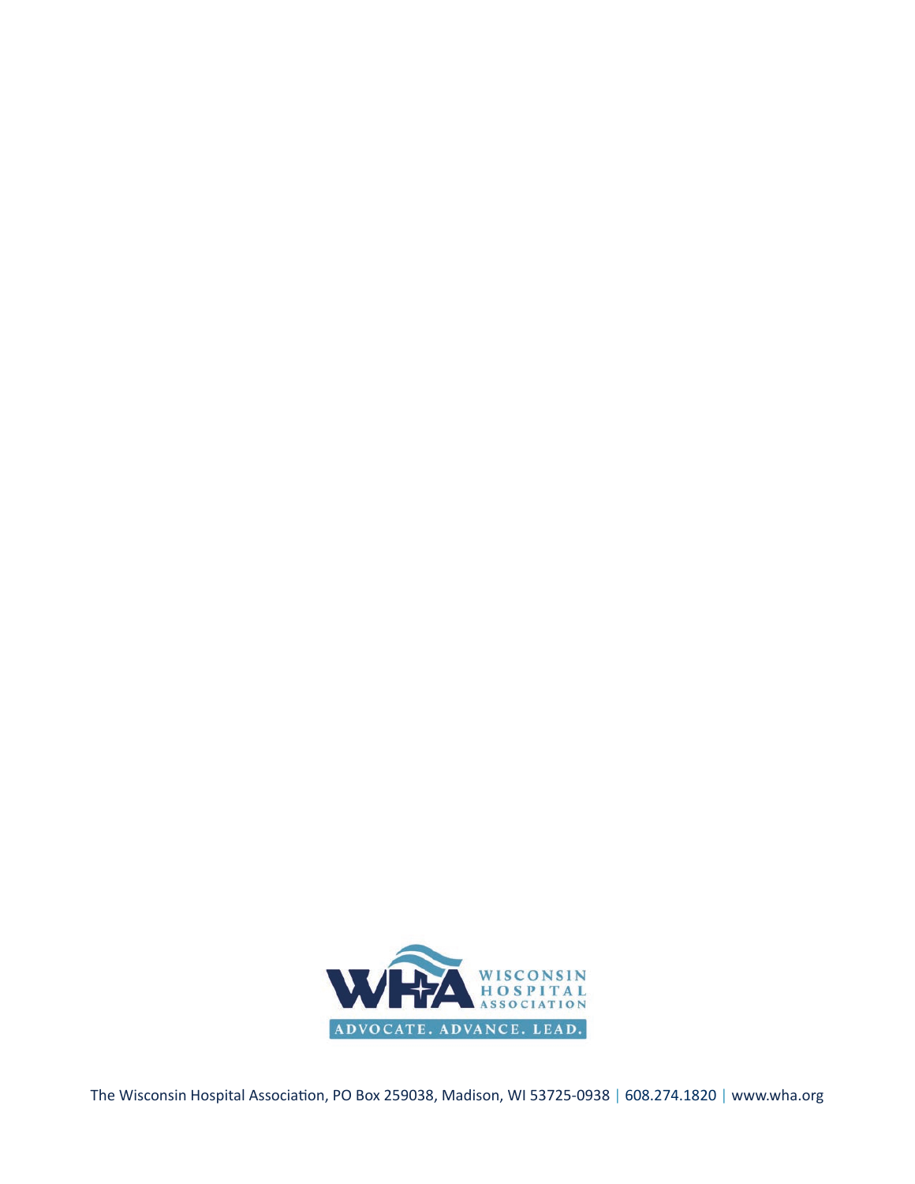WISCONSIN HOSPITAL ASSOCIATION

ADVOCATE. ADVANCE. LEAD.

The Wisconsin Hospital Association, PO Box 259038, Madison, WI 53725-0938 | 608.274.1820 | www.wha.org